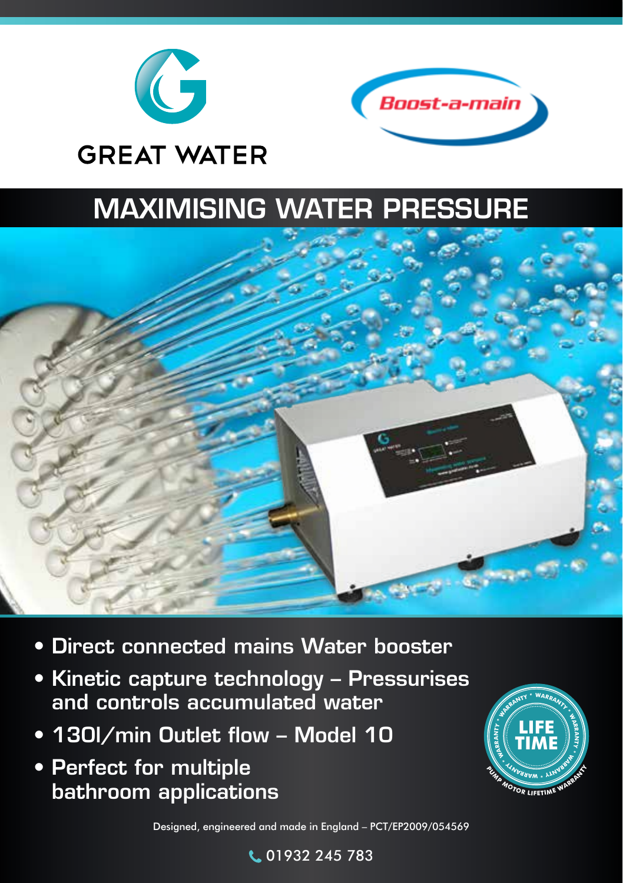GREAT WATER

Boost-a-main

# MAXIMISING WATER PRESSURE

- Direct connected mains Water booster
- Kinetic capture technology – Pressurises and controls accumulated water
- 130l/min Outlet flow – Model 10
- Perfect for multiple bathroom applications

LIFE TIME
PUMP MOTOR LIFETIME WARRANTY

Designed, engineered and made in England – PCT/EP2009/054569

01932 245 783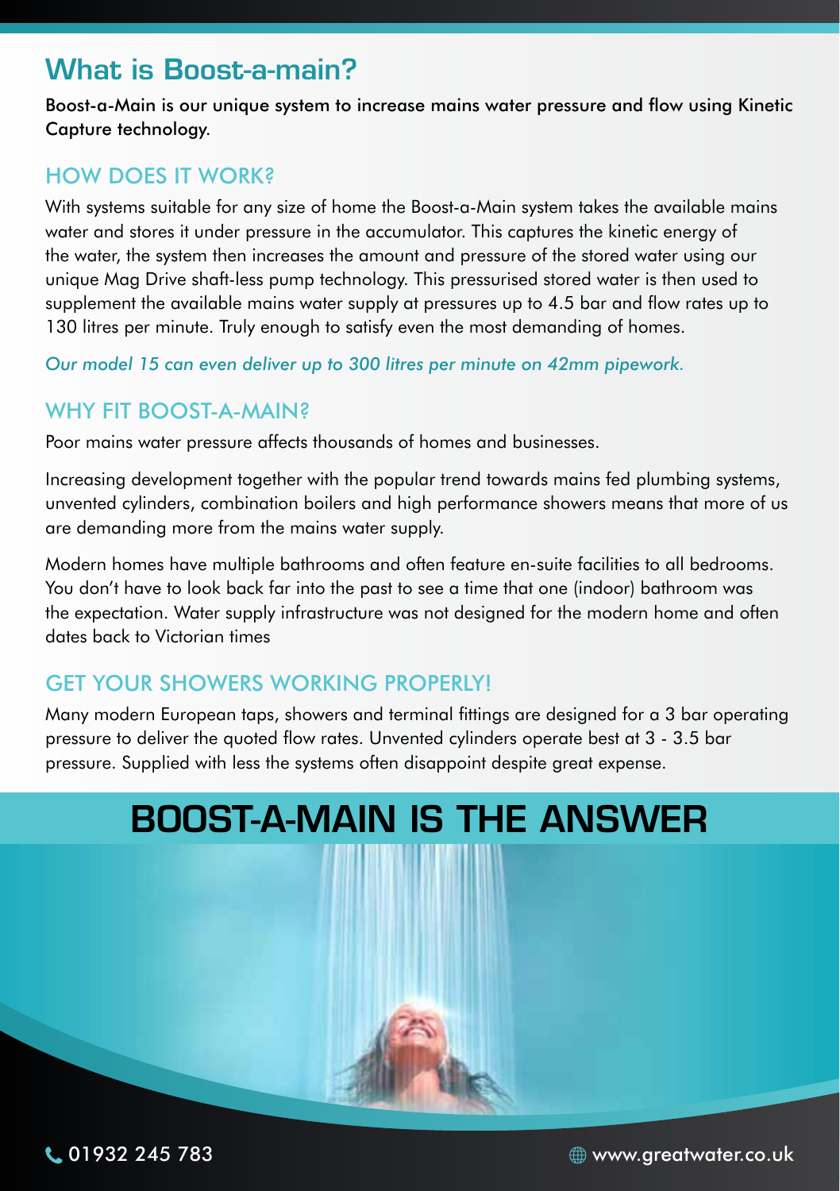# What is Boost-a-main?

**Boost-a-Main is our unique system to increase mains water pressure and flow using Kinetic Capture technology.**

## HOW DOES IT WORK?

With systems suitable for any size of home the Boost-a-Main system takes the available mains water and stores it under pressure in the accumulator. This captures the kinetic energy of the water, the system then increases the amount and pressure of the stored water using our unique Mag Drive shaft-less pump technology. This pressurised stored water is then used to supplement the available mains water supply at pressures up to 4.5 bar and flow rates up to 130 litres per minute. Truly enough to satisfy even the most demanding of homes.

*Our model 15 can even deliver up to 300 litres per minute on 42mm pipework.*

## WHY FIT BOOST-A-MAIN?

Poor mains water pressure affects thousands of homes and businesses.

Increasing development together with the popular trend towards mains fed plumbing systems, unvented cylinders, combination boilers and high performance showers means that more of us are demanding more from the mains water supply.

Modern homes have multiple bathrooms and often feature en-suite facilities to all bedrooms. You don't have to look back far into the past to see a time that one (indoor) bathroom was the expectation. Water supply infrastructure was not designed for the modern home and often dates back to Victorian times

## GET YOUR SHOWERS WORKING PROPERLY!

Many modern European taps, showers and terminal fittings are designed for a 3 bar operating pressure to deliver the quoted flow rates. Unvented cylinders operate best at 3 - 3.5 bar pressure. Supplied with less the systems often disappoint despite great expense.

# BOOST-A-MAIN IS THE ANSWER

01932 245 783

www.greatwater.co.uk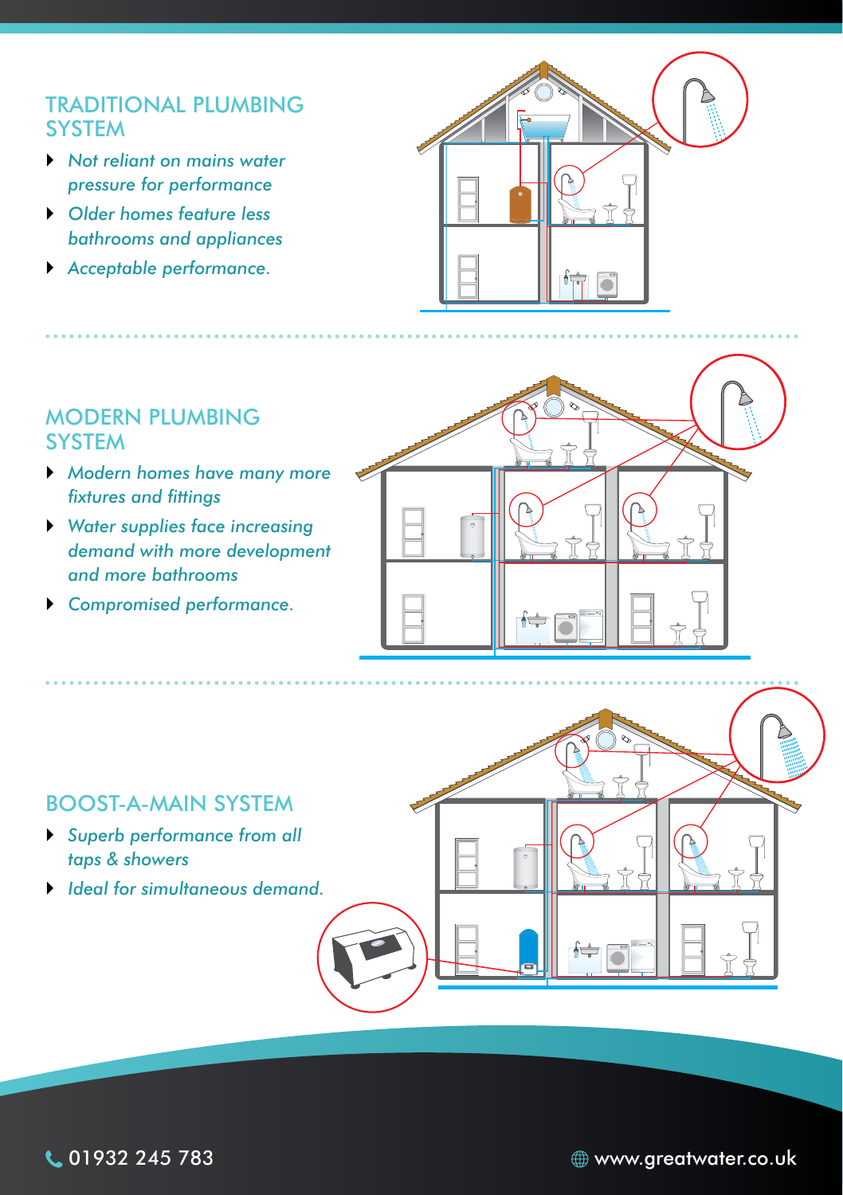## TRADITIONAL PLUMBING SYSTEM

- *Not reliant on mains water pressure for performance*
- *Older homes feature less bathrooms and appliances*
- *Acceptable performance.*

## MODERN PLUMBING SYSTEM

- *Modern homes have many more fixtures and fittings*
- *Water supplies face increasing demand with more development and more bathrooms*
- *Compromised performance.*

## BOOST-A-MAIN SYSTEM

- *Superb performance from all taps & showers*
- *Ideal for simultaneous demand.*

01932 245 783

www.greatwater.co.uk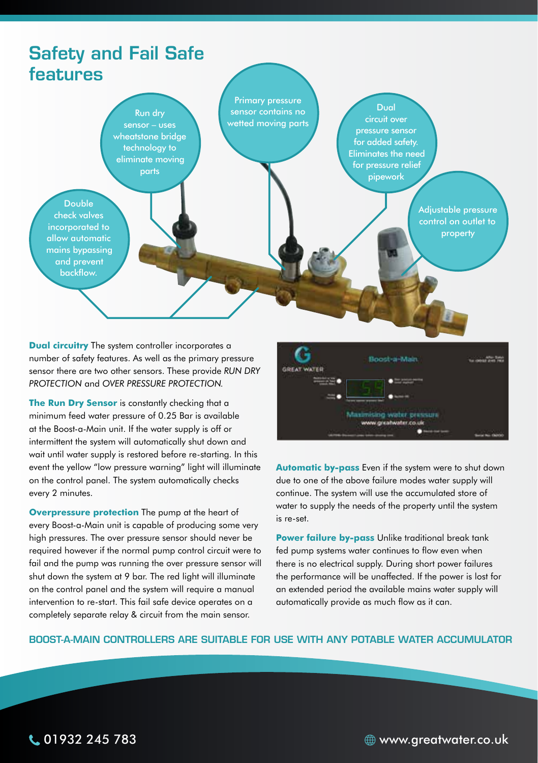# Safety and Fail Safe features

Run dry sensor – uses wheatstone bridge technology to eliminate moving parts

Primary pressure sensor contains no wetted moving parts

Dual circuit over pressure sensor for added safety. Eliminates the need for pressure relief pipework

Double check valves incorporated to allow automatic mains bypassing and prevent backflow.

Adjustable pressure control on outlet to property

**Dual circuitry** The system controller incorporates a number of safety features. As well as the primary pressure sensor there are two other sensors. These provide *RUN DRY PROTECTION* and *OVER PRESSURE PROTECTION.*

**The Run Dry Sensor** is constantly checking that a minimum feed water pressure of 0.25 Bar is available at the Boost-a-Main unit. If the water supply is off or intermittent the system will automatically shut down and wait until water supply is restored before re-starting. In this event the yellow "low pressure warning" light will illuminate on the control panel. The system automatically checks every 2 minutes.

**Overpressure protection** The pump at the heart of every Boost-a-Main unit is capable of producing some very high pressures. The over pressure sensor should never be required however if the normal pump control circuit were to fail and the pump was running the over pressure sensor will shut down the system at 9 bar. The red light will illuminate on the control panel and the system will require a manual intervention to re-start. This fail safe device operates on a completely separate relay & circuit from the main sensor.

**Automatic by-pass** Even if the system were to shut down due to one of the above failure modes water supply will continue. The system will use the accumulated store of water to supply the needs of the property until the system is re-set.

**Power failure by-pass** Unlike traditional break tank fed pump systems water continues to flow even when there is no electrical supply. During short power failures the performance will be unaffected. If the power is lost for an extended period the available mains water supply will automatically provide as much flow as it can.

**BOOST-A-MAIN CONTROLLERS ARE SUITABLE FOR USE WITH ANY POTABLE WATER ACCUMULATOR**

01932 245 783

www.greatwater.co.uk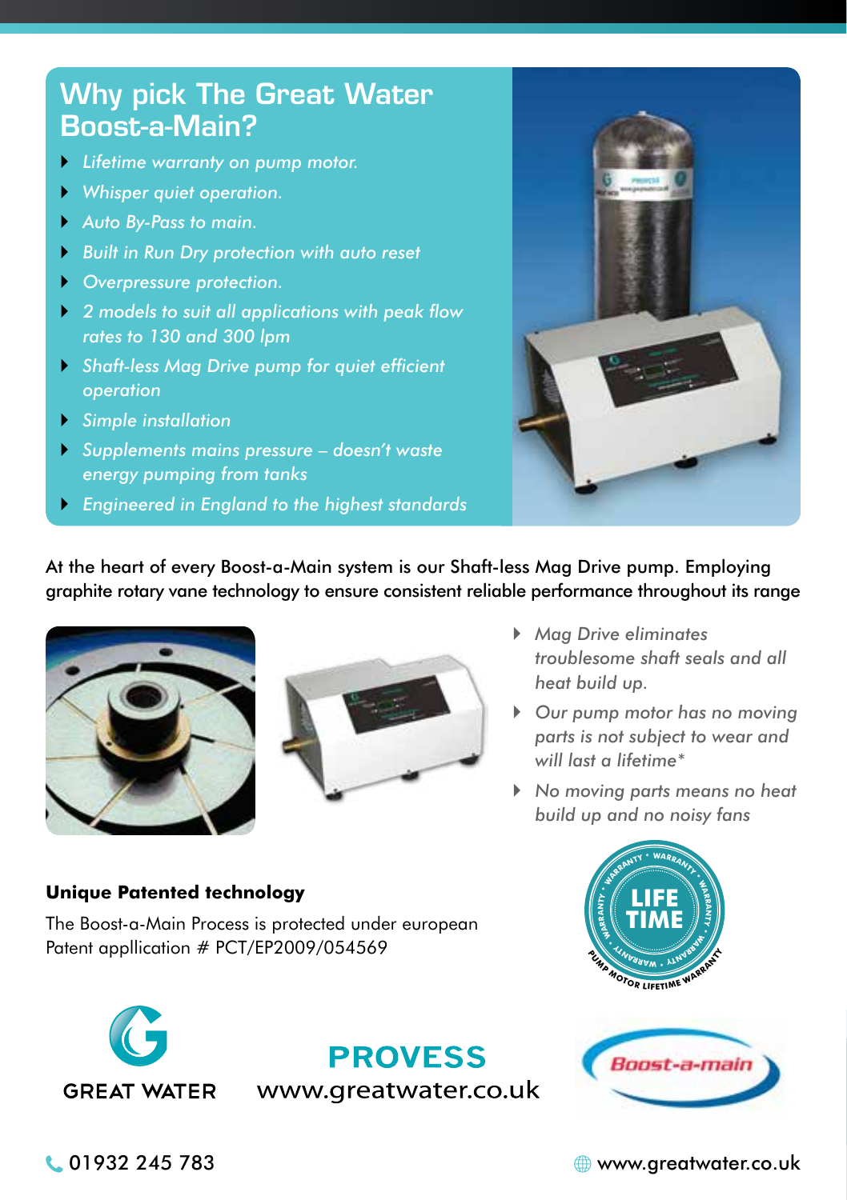## Why pick The Great Water Boost-a-Main?

- *Lifetime warranty on pump motor.*
- *Whisper quiet operation.*
- *Auto By-Pass to main.*
- *Built in Run Dry protection with auto reset*
- *Overpressure protection.*
- *2 models to suit all applications with peak flow rates to 130 and 300 lpm*
- *Shaft-less Mag Drive pump for quiet efficient operation*
- *Simple installation*
- *Supplements mains pressure – doesn't waste energy pumping from tanks*
- *Engineered in England to the highest standards*

At the heart of every Boost-a-Main system is our Shaft-less Mag Drive pump. Employing graphite rotary vane technology to ensure consistent reliable performance throughout its range

- *Mag Drive eliminates troublesome shaft seals and all heat build up.*
- *Our pump motor has no moving parts is not subject to wear and will last a lifetime\**
- *No moving parts means no heat build up and no noisy fans*

**Unique Patented technology**

The Boost-a-Main Process is protected under european Patent appllication # PCT/EP2009/054569

LIFE TIME – PUMP MOTOR LIFETIME WARRANTY

GREAT WATER

**PROVESS**
www.greatwater.co.uk

Boost-a-main

01932 245 783

www.greatwater.co.uk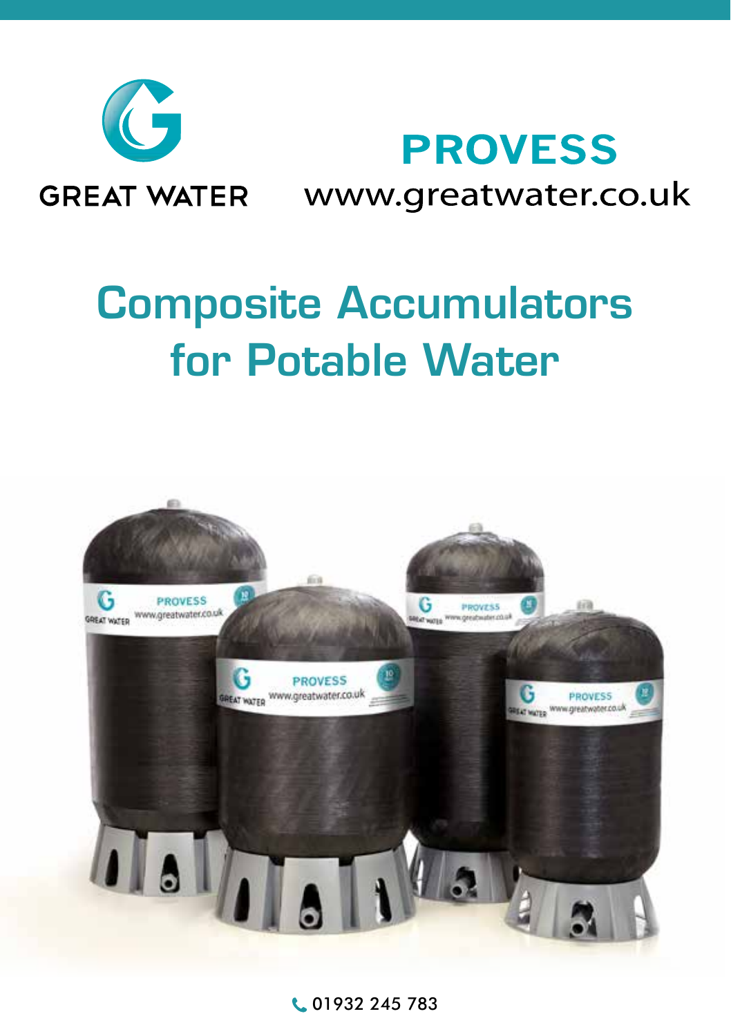GREAT WATER

# PROVESS

www.greatwater.co.uk

# Composite Accumulators for Potable Water

01932 245 783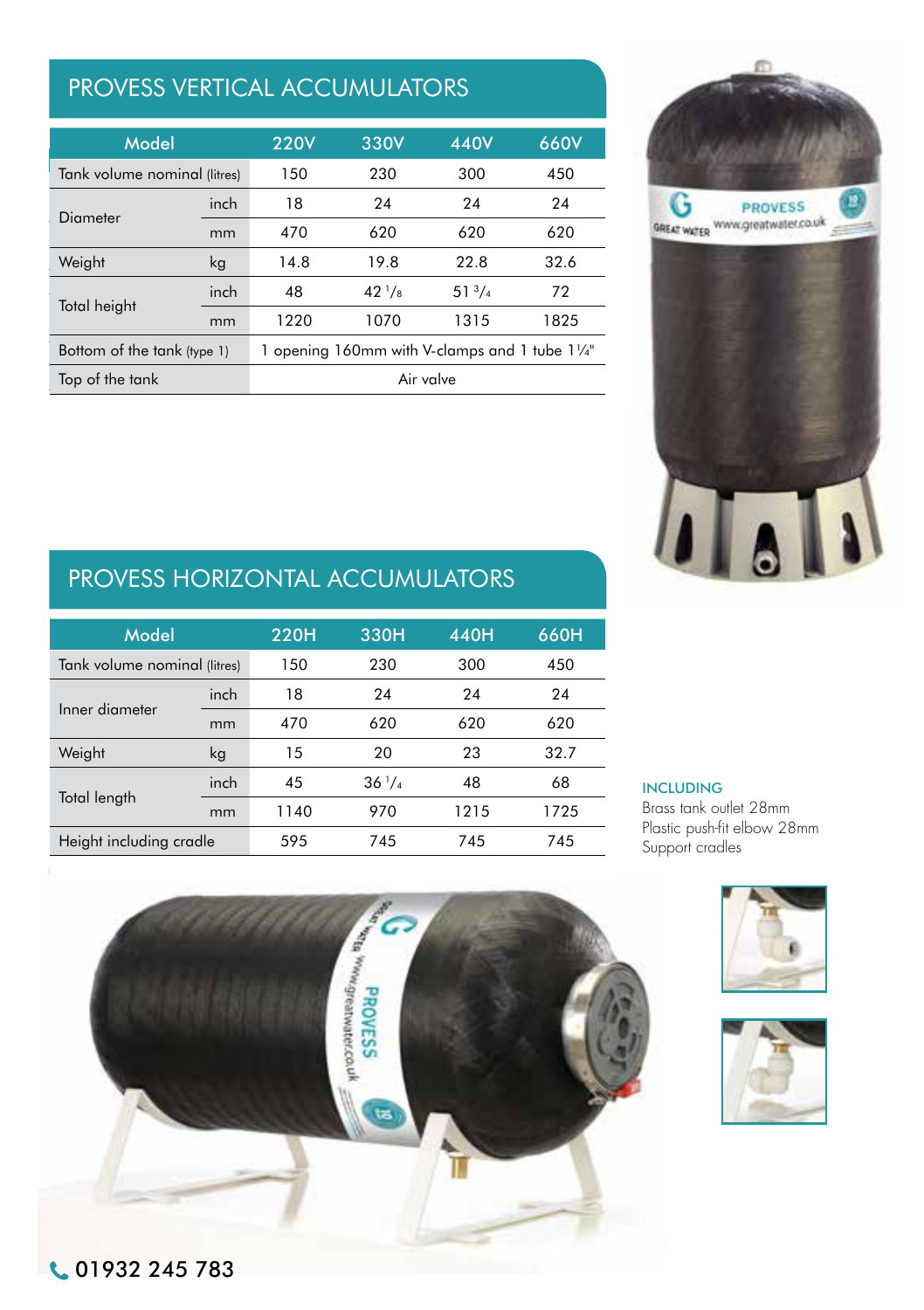## PROVESS VERTICAL ACCUMULATORS

| Model | | 220V | 330V | 440V | 660V |
|---|---|---|---|---|---|
| Tank volume nominal (litres) | | 150 | 230 | 300 | 450 |
| Diameter | inch | 18 | 24 | 24 | 24 |
| | mm | 470 | 620 | 620 | 620 |
| Weight | kg | 14.8 | 19.8 | 22.8 | 32.6 |
| Total height | inch | 48 | 42 1/8 | 51 3/4 | 72 |
| | mm | 1220 | 1070 | 1315 | 1825 |
| Bottom of the tank (type 1) | | 1 opening 160mm with V-clamps and 1 tube 1¼" | | | |
| Top of the tank | | Air valve | | | |

## PROVESS HORIZONTAL ACCUMULATORS

| Model | | 220H | 330H | 440H | 660H |
|---|---|---|---|---|---|
| Tank volume nominal (litres) | | 150 | 230 | 300 | 450 |
| Inner diameter | inch | 18 | 24 | 24 | 24 |
| | mm | 470 | 620 | 620 | 620 |
| Weight | kg | 15 | 20 | 23 | 32.7 |
| Total length | inch | 45 | 36 1/4 | 48 | 68 |
| | mm | 1140 | 970 | 1215 | 1725 |
| Height including cradle | | 595 | 745 | 745 | 745 |

**INCLUDING**

Brass tank outlet 28mm
Plastic push-fit elbow 28mm
Support cradles

01932 245 783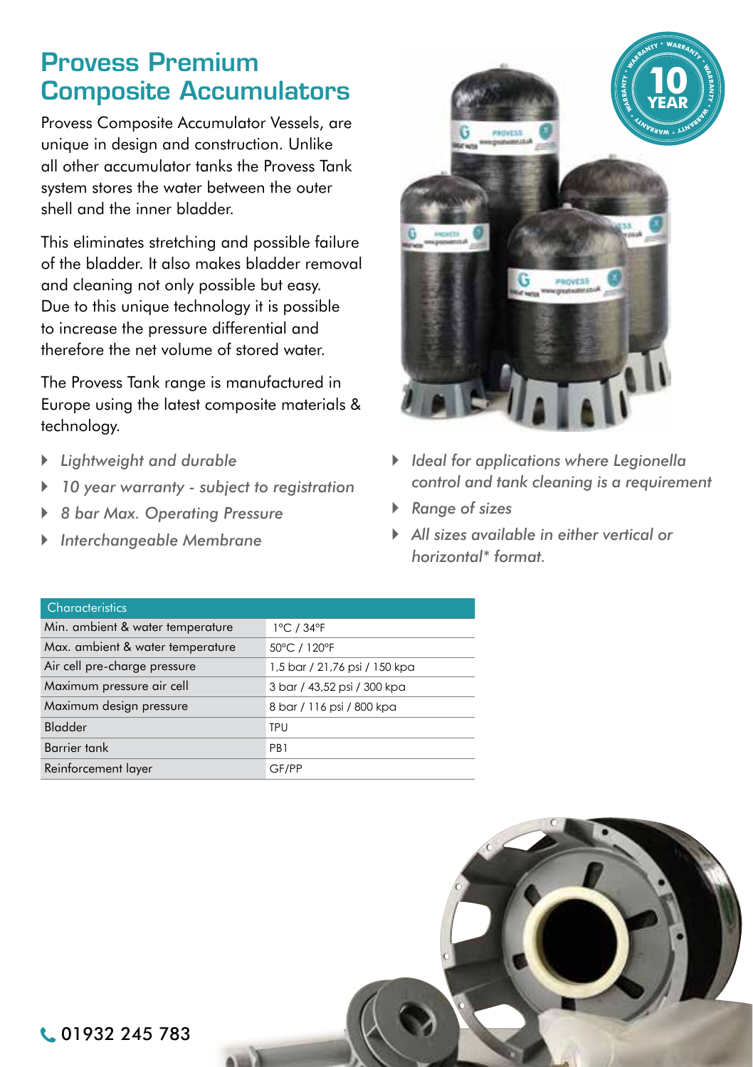# Provess Premium Composite Accumulators

Provess Composite Accumulator Vessels, are unique in design and construction. Unlike all other accumulator tanks the Provess Tank system stores the water between the outer shell and the inner bladder.

This eliminates stretching and possible failure of the bladder. It also makes bladder removal and cleaning not only possible but easy. Due to this unique technology it is possible to increase the pressure differential and therefore the net volume of stored water.

The Provess Tank range is manufactured in Europe using the latest composite materials & technology.

- *Lightweight and durable*
- *10 year warranty - subject to registration*
- *8 bar Max. Operating Pressure*
- *Interchangeable Membrane*
- *Ideal for applications where Legionella control and tank cleaning is a requirement*
- *Range of sizes*
- *All sizes available in either vertical or horizontal* format.*

| Characteristics | |
|---|---|
| Min. ambient & water temperature | 1°C / 34°F |
| Max. ambient & water temperature | 50°C / 120°F |
| Air cell pre-charge pressure | 1,5 bar / 21,76 psi / 150 kpa |
| Maximum pressure air cell | 3 bar / 43,52 psi / 300 kpa |
| Maximum design pressure | 8 bar / 116 psi / 800 kpa |
| Bladder | TPU |
| Barrier tank | PB1 |
| Reinforcement layer | GF/PP |

01932 245 783